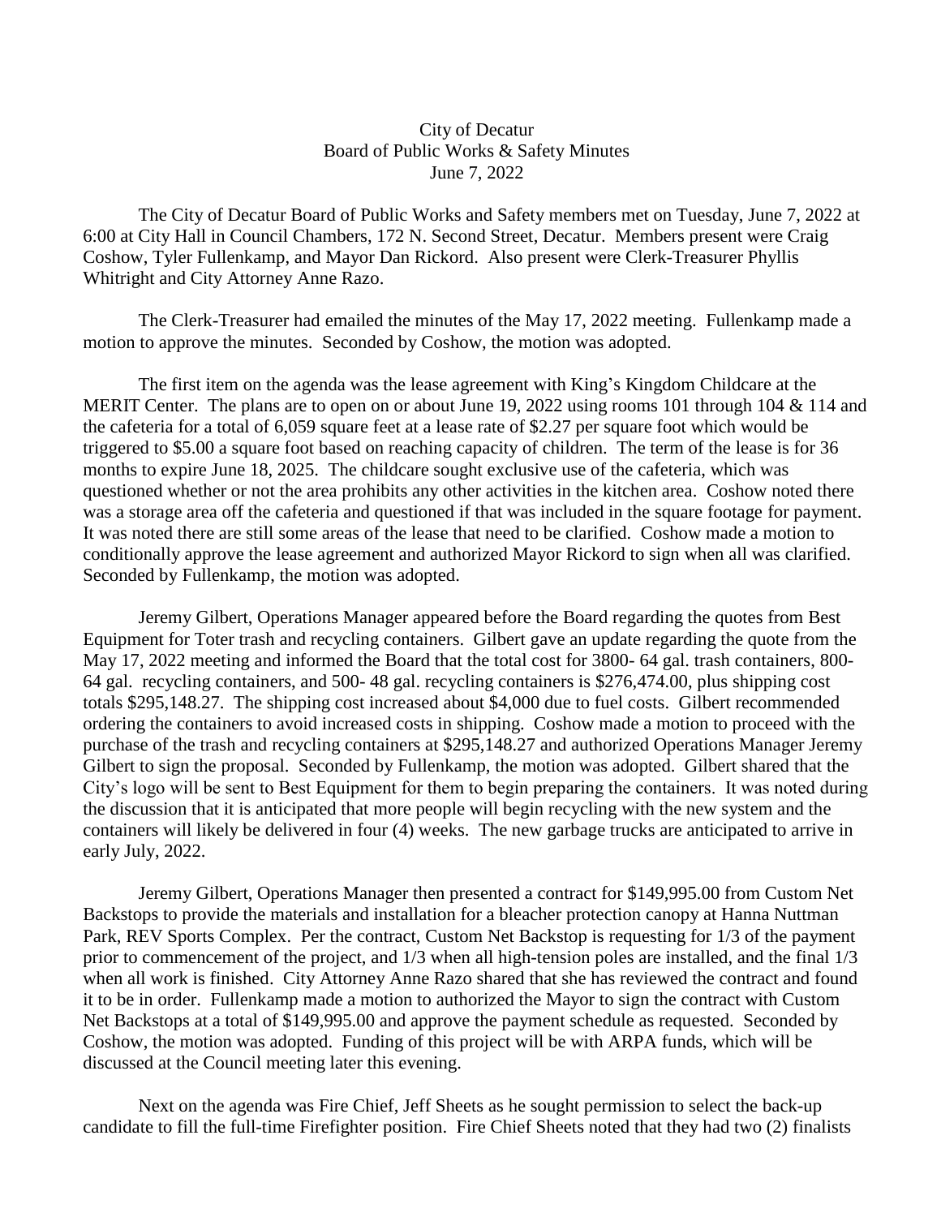City of Decatur
Board of Public Works & Safety Minutes
June 7, 2022

The City of Decatur Board of Public Works and Safety members met on Tuesday, June 7, 2022 at 6:00 at City Hall in Council Chambers, 172 N. Second Street, Decatur. Members present were Craig Coshow, Tyler Fullenkamp, and Mayor Dan Rickord. Also present were Clerk-Treasurer Phyllis Whitright and City Attorney Anne Razo.

The Clerk-Treasurer had emailed the minutes of the May 17, 2022 meeting. Fullenkamp made a motion to approve the minutes. Seconded by Coshow, the motion was adopted.

The first item on the agenda was the lease agreement with King's Kingdom Childcare at the MERIT Center. The plans are to open on or about June 19, 2022 using rooms 101 through 104 & 114 and the cafeteria for a total of 6,059 square feet at a lease rate of $2.27 per square foot which would be triggered to $5.00 a square foot based on reaching capacity of children. The term of the lease is for 36 months to expire June 18, 2025. The childcare sought exclusive use of the cafeteria, which was questioned whether or not the area prohibits any other activities in the kitchen area. Coshow noted there was a storage area off the cafeteria and questioned if that was included in the square footage for payment. It was noted there are still some areas of the lease that need to be clarified. Coshow made a motion to conditionally approve the lease agreement and authorized Mayor Rickord to sign when all was clarified. Seconded by Fullenkamp, the motion was adopted.

Jeremy Gilbert, Operations Manager appeared before the Board regarding the quotes from Best Equipment for Toter trash and recycling containers. Gilbert gave an update regarding the quote from the May 17, 2022 meeting and informed the Board that the total cost for 3800- 64 gal. trash containers, 800- 64 gal. recycling containers, and 500- 48 gal. recycling containers is $276,474.00, plus shipping cost totals $295,148.27. The shipping cost increased about $4,000 due to fuel costs. Gilbert recommended ordering the containers to avoid increased costs in shipping. Coshow made a motion to proceed with the purchase of the trash and recycling containers at $295,148.27 and authorized Operations Manager Jeremy Gilbert to sign the proposal. Seconded by Fullenkamp, the motion was adopted. Gilbert shared that the City's logo will be sent to Best Equipment for them to begin preparing the containers. It was noted during the discussion that it is anticipated that more people will begin recycling with the new system and the containers will likely be delivered in four (4) weeks. The new garbage trucks are anticipated to arrive in early July, 2022.

Jeremy Gilbert, Operations Manager then presented a contract for $149,995.00 from Custom Net Backstops to provide the materials and installation for a bleacher protection canopy at Hanna Nuttman Park, REV Sports Complex. Per the contract, Custom Net Backstop is requesting for 1/3 of the payment prior to commencement of the project, and 1/3 when all high-tension poles are installed, and the final 1/3 when all work is finished. City Attorney Anne Razo shared that she has reviewed the contract and found it to be in order. Fullenkamp made a motion to authorized the Mayor to sign the contract with Custom Net Backstops at a total of $149,995.00 and approve the payment schedule as requested. Seconded by Coshow, the motion was adopted. Funding of this project will be with ARPA funds, which will be discussed at the Council meeting later this evening.

Next on the agenda was Fire Chief, Jeff Sheets as he sought permission to select the back-up candidate to fill the full-time Firefighter position. Fire Chief Sheets noted that they had two (2) finalists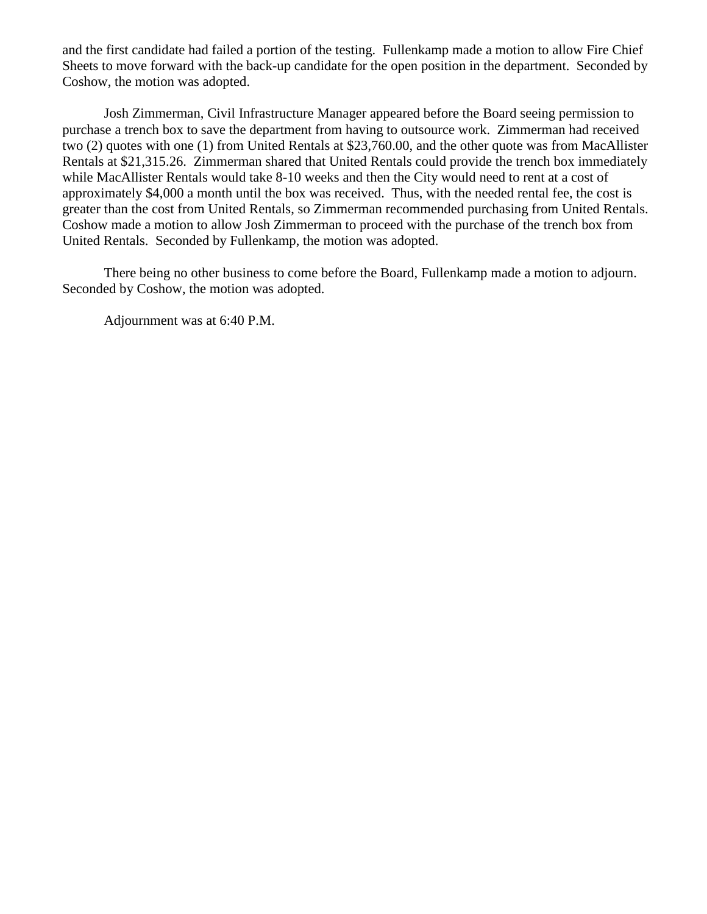and the first candidate had failed a portion of the testing. Fullenkamp made a motion to allow Fire Chief Sheets to move forward with the back-up candidate for the open position in the department. Seconded by Coshow, the motion was adopted.

Josh Zimmerman, Civil Infrastructure Manager appeared before the Board seeing permission to purchase a trench box to save the department from having to outsource work. Zimmerman had received two (2) quotes with one (1) from United Rentals at $23,760.00, and the other quote was from MacAllister Rentals at $21,315.26. Zimmerman shared that United Rentals could provide the trench box immediately while MacAllister Rentals would take 8-10 weeks and then the City would need to rent at a cost of approximately $4,000 a month until the box was received. Thus, with the needed rental fee, the cost is greater than the cost from United Rentals, so Zimmerman recommended purchasing from United Rentals. Coshow made a motion to allow Josh Zimmerman to proceed with the purchase of the trench box from United Rentals. Seconded by Fullenkamp, the motion was adopted.

There being no other business to come before the Board, Fullenkamp made a motion to adjourn. Seconded by Coshow, the motion was adopted.

Adjournment was at 6:40 P.M.